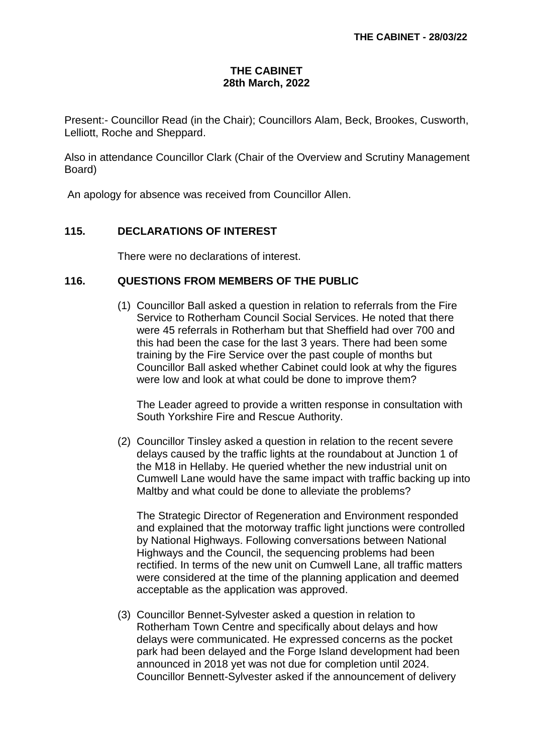# THE CABINET
## 28th March, 2022

Present:- Councillor Read (in the Chair); Councillors Alam, Beck, Brookes, Cusworth, Lelliott, Roche and Sheppard.

Also in attendance Councillor Clark (Chair of the Overview and Scrutiny Management Board)

An apology for absence was received from Councillor Allen.

### 115. DECLARATIONS OF INTEREST

There were no declarations of interest.

### 116. QUESTIONS FROM MEMBERS OF THE PUBLIC

(1) Councillor Ball asked a question in relation to referrals from the Fire Service to Rotherham Council Social Services. He noted that there were 45 referrals in Rotherham but that Sheffield had over 700 and this had been the case for the last 3 years. There had been some training by the Fire Service over the past couple of months but Councillor Ball asked whether Cabinet could look at why the figures were low and look at what could be done to improve them?

The Leader agreed to provide a written response in consultation with South Yorkshire Fire and Rescue Authority.

(2) Councillor Tinsley asked a question in relation to the recent severe delays caused by the traffic lights at the roundabout at Junction 1 of the M18 in Hellaby. He queried whether the new industrial unit on Cumwell Lane would have the same impact with traffic backing up into Maltby and what could be done to alleviate the problems?

The Strategic Director of Regeneration and Environment responded and explained that the motorway traffic light junctions were controlled by National Highways. Following conversations between National Highways and the Council, the sequencing problems had been rectified. In terms of the new unit on Cumwell Lane, all traffic matters were considered at the time of the planning application and deemed acceptable as the application was approved.

(3) Councillor Bennet-Sylvester asked a question in relation to Rotherham Town Centre and specifically about delays and how delays were communicated. He expressed concerns as the pocket park had been delayed and the Forge Island development had been announced in 2018 yet was not due for completion until 2024. Councillor Bennett-Sylvester asked if the announcement of delivery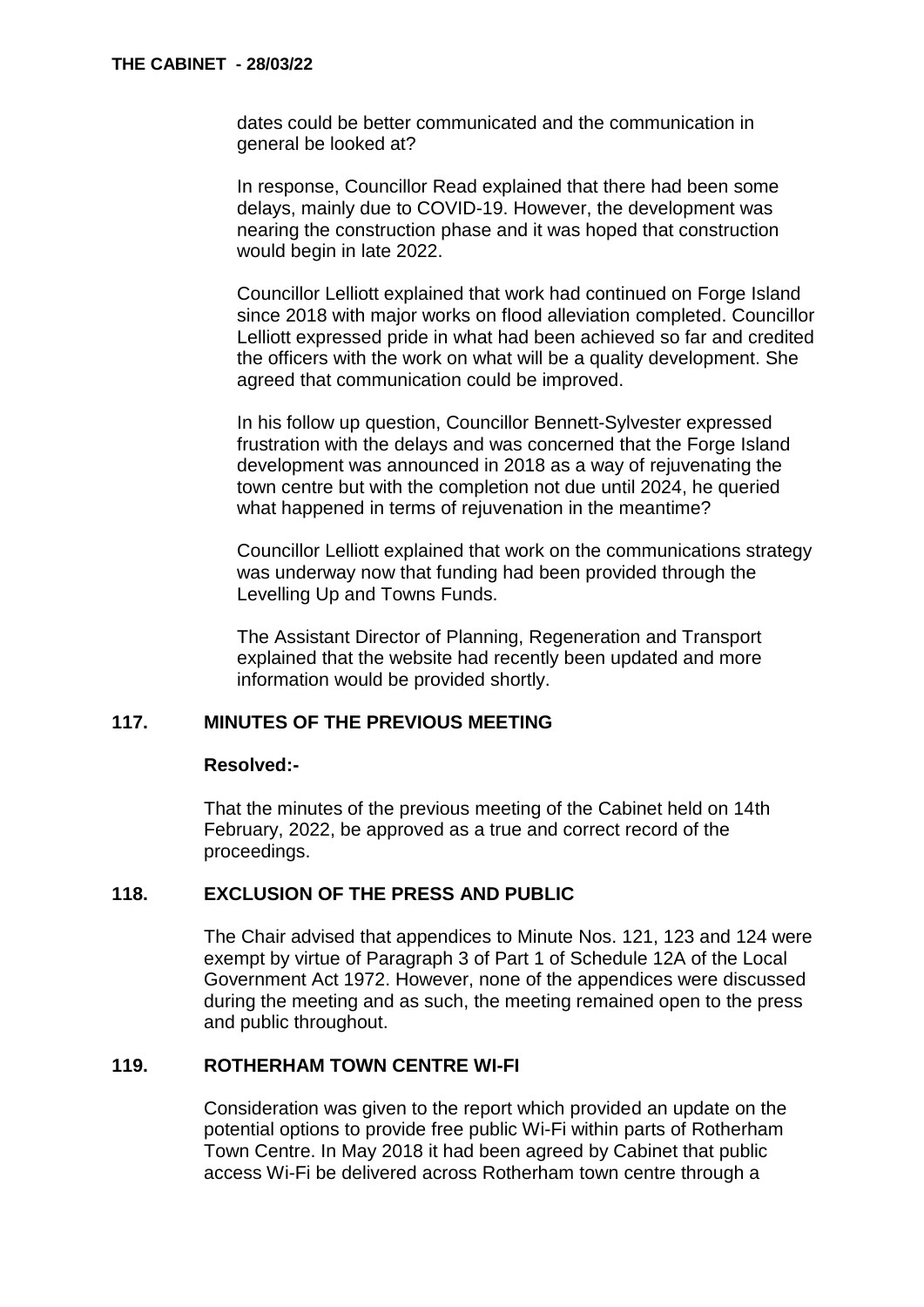dates could be better communicated and the communication in general be looked at?

In response, Councillor Read explained that there had been some delays, mainly due to COVID-19. However, the development was nearing the construction phase and it was hoped that construction would begin in late 2022.

Councillor Lelliott explained that work had continued on Forge Island since 2018 with major works on flood alleviation completed. Councillor Lelliott expressed pride in what had been achieved so far and credited the officers with the work on what will be a quality development. She agreed that communication could be improved.

In his follow up question, Councillor Bennett-Sylvester expressed frustration with the delays and was concerned that the Forge Island development was announced in 2018 as a way of rejuvenating the town centre but with the completion not due until 2024, he queried what happened in terms of rejuvenation in the meantime?

Councillor Lelliott explained that work on the communications strategy was underway now that funding had been provided through the Levelling Up and Towns Funds.

The Assistant Director of Planning, Regeneration and Transport explained that the website had recently been updated and more information would be provided shortly.

## 117. MINUTES OF THE PREVIOUS MEETING

**Resolved:-**

That the minutes of the previous meeting of the Cabinet held on 14th February, 2022, be approved as a true and correct record of the proceedings.

## 118. EXCLUSION OF THE PRESS AND PUBLIC

The Chair advised that appendices to Minute Nos. 121, 123 and 124 were exempt by virtue of Paragraph 3 of Part 1 of Schedule 12A of the Local Government Act 1972. However, none of the appendices were discussed during the meeting and as such, the meeting remained open to the press and public throughout.

## 119. ROTHERHAM TOWN CENTRE WI-FI

Consideration was given to the report which provided an update on the potential options to provide free public Wi-Fi within parts of Rotherham Town Centre. In May 2018 it had been agreed by Cabinet that public access Wi-Fi be delivered across Rotherham town centre through a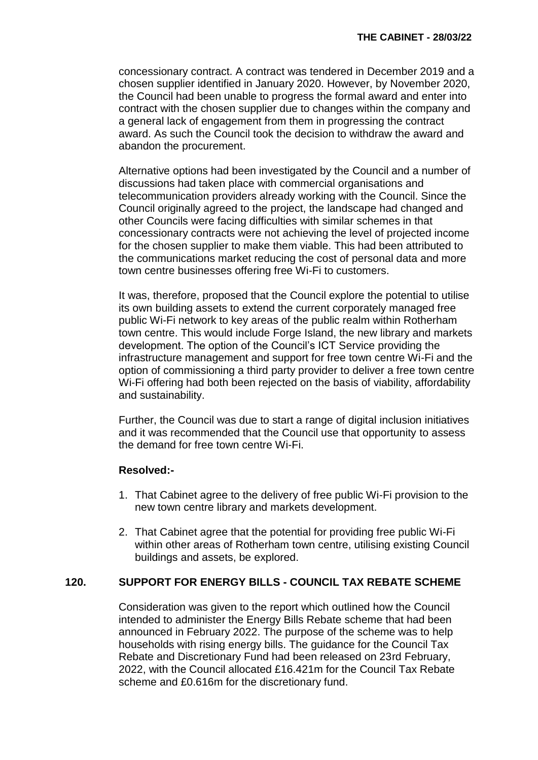concessionary contract. A contract was tendered in December 2019 and a chosen supplier identified in January 2020. However, by November 2020, the Council had been unable to progress the formal award and enter into contract with the chosen supplier due to changes within the company and a general lack of engagement from them in progressing the contract award. As such the Council took the decision to withdraw the award and abandon the procurement.

Alternative options had been investigated by the Council and a number of discussions had taken place with commercial organisations and telecommunication providers already working with the Council. Since the Council originally agreed to the project, the landscape had changed and other Councils were facing difficulties with similar schemes in that concessionary contracts were not achieving the level of projected income for the chosen supplier to make them viable. This had been attributed to the communications market reducing the cost of personal data and more town centre businesses offering free Wi-Fi to customers.

It was, therefore, proposed that the Council explore the potential to utilise its own building assets to extend the current corporately managed free public Wi-Fi network to key areas of the public realm within Rotherham town centre. This would include Forge Island, the new library and markets development. The option of the Council's ICT Service providing the infrastructure management and support for free town centre Wi-Fi and the option of commissioning a third party provider to deliver a free town centre Wi-Fi offering had both been rejected on the basis of viability, affordability and sustainability.

Further, the Council was due to start a range of digital inclusion initiatives and it was recommended that the Council use that opportunity to assess the demand for free town centre Wi-Fi.

**Resolved:-**

1. That Cabinet agree to the delivery of free public Wi-Fi provision to the new town centre library and markets development.

2. That Cabinet agree that the potential for providing free public Wi-Fi within other areas of Rotherham town centre, utilising existing Council buildings and assets, be explored.

## 120. SUPPORT FOR ENERGY BILLS - COUNCIL TAX REBATE SCHEME

Consideration was given to the report which outlined how the Council intended to administer the Energy Bills Rebate scheme that had been announced in February 2022. The purpose of the scheme was to help households with rising energy bills. The guidance for the Council Tax Rebate and Discretionary Fund had been released on 23rd February, 2022, with the Council allocated £16.421m for the Council Tax Rebate scheme and £0.616m for the discretionary fund.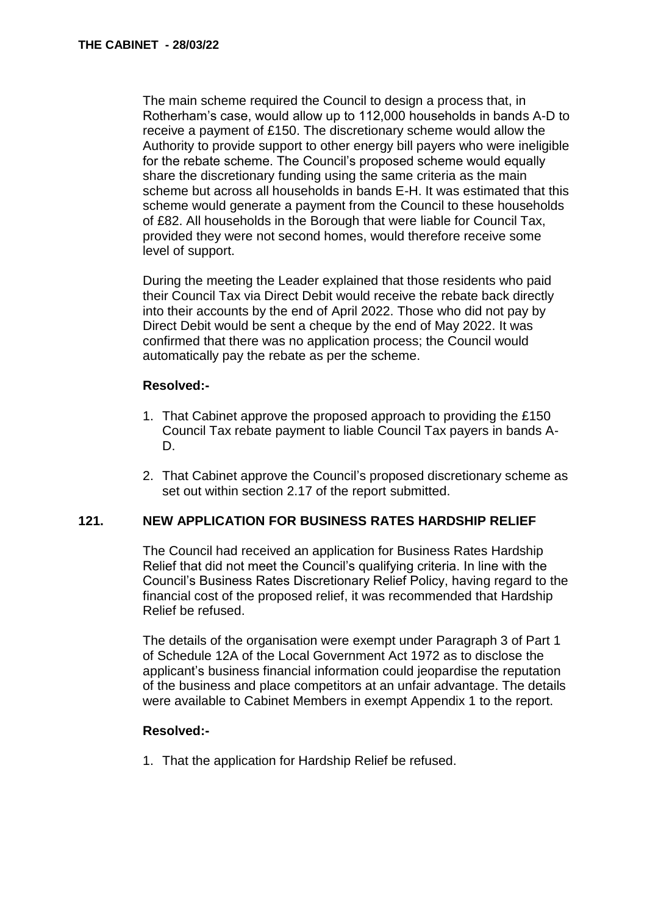The main scheme required the Council to design a process that, in Rotherham's case, would allow up to 112,000 households in bands A-D to receive a payment of £150. The discretionary scheme would allow the Authority to provide support to other energy bill payers who were ineligible for the rebate scheme. The Council's proposed scheme would equally share the discretionary funding using the same criteria as the main scheme but across all households in bands E-H. It was estimated that this scheme would generate a payment from the Council to these households of £82. All households in the Borough that were liable for Council Tax, provided they were not second homes, would therefore receive some level of support.

During the meeting the Leader explained that those residents who paid their Council Tax via Direct Debit would receive the rebate back directly into their accounts by the end of April 2022. Those who did not pay by Direct Debit would be sent a cheque by the end of May 2022. It was confirmed that there was no application process; the Council would automatically pay the rebate as per the scheme.

**Resolved:-**

1. That Cabinet approve the proposed approach to providing the £150 Council Tax rebate payment to liable Council Tax payers in bands A-D.

2. That Cabinet approve the Council's proposed discretionary scheme as set out within section 2.17 of the report submitted.

## 121. NEW APPLICATION FOR BUSINESS RATES HARDSHIP RELIEF

The Council had received an application for Business Rates Hardship Relief that did not meet the Council's qualifying criteria. In line with the Council's Business Rates Discretionary Relief Policy, having regard to the financial cost of the proposed relief, it was recommended that Hardship Relief be refused.

The details of the organisation were exempt under Paragraph 3 of Part 1 of Schedule 12A of the Local Government Act 1972 as to disclose the applicant's business financial information could jeopardise the reputation of the business and place competitors at an unfair advantage. The details were available to Cabinet Members in exempt Appendix 1 to the report.

**Resolved:-**

1. That the application for Hardship Relief be refused.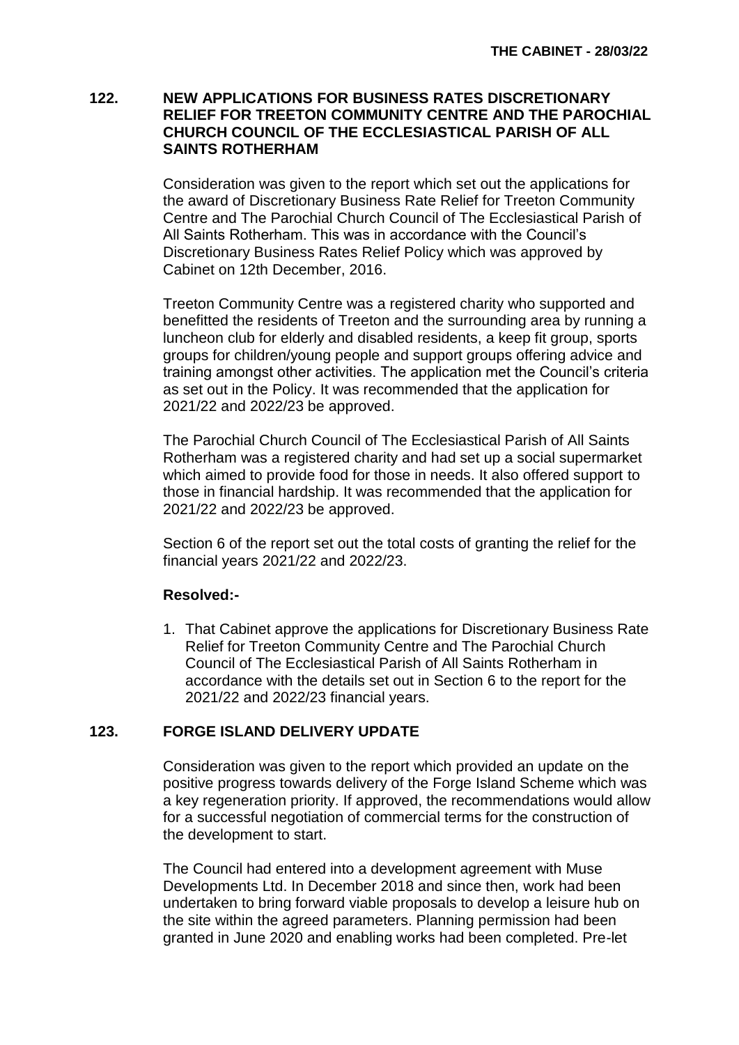## 122. NEW APPLICATIONS FOR BUSINESS RATES DISCRETIONARY RELIEF FOR TREETON COMMUNITY CENTRE AND THE PAROCHIAL CHURCH COUNCIL OF THE ECCLESIASTICAL PARISH OF ALL SAINTS ROTHERHAM

Consideration was given to the report which set out the applications for the award of Discretionary Business Rate Relief for Treeton Community Centre and The Parochial Church Council of The Ecclesiastical Parish of All Saints Rotherham. This was in accordance with the Council's Discretionary Business Rates Relief Policy which was approved by Cabinet on 12th December, 2016.

Treeton Community Centre was a registered charity who supported and benefitted the residents of Treeton and the surrounding area by running a luncheon club for elderly and disabled residents, a keep fit group, sports groups for children/young people and support groups offering advice and training amongst other activities. The application met the Council's criteria as set out in the Policy. It was recommended that the application for 2021/22 and 2022/23 be approved.

The Parochial Church Council of The Ecclesiastical Parish of All Saints Rotherham was a registered charity and had set up a social supermarket which aimed to provide food for those in needs. It also offered support to those in financial hardship. It was recommended that the application for 2021/22 and 2022/23 be approved.

Section 6 of the report set out the total costs of granting the relief for the financial years 2021/22 and 2022/23.

**Resolved:-**

1. That Cabinet approve the applications for Discretionary Business Rate Relief for Treeton Community Centre and The Parochial Church Council of The Ecclesiastical Parish of All Saints Rotherham in accordance with the details set out in Section 6 to the report for the 2021/22 and 2022/23 financial years.

## 123. FORGE ISLAND DELIVERY UPDATE

Consideration was given to the report which provided an update on the positive progress towards delivery of the Forge Island Scheme which was a key regeneration priority. If approved, the recommendations would allow for a successful negotiation of commercial terms for the construction of the development to start.

The Council had entered into a development agreement with Muse Developments Ltd. In December 2018 and since then, work had been undertaken to bring forward viable proposals to develop a leisure hub on the site within the agreed parameters. Planning permission had been granted in June 2020 and enabling works had been completed. Pre-let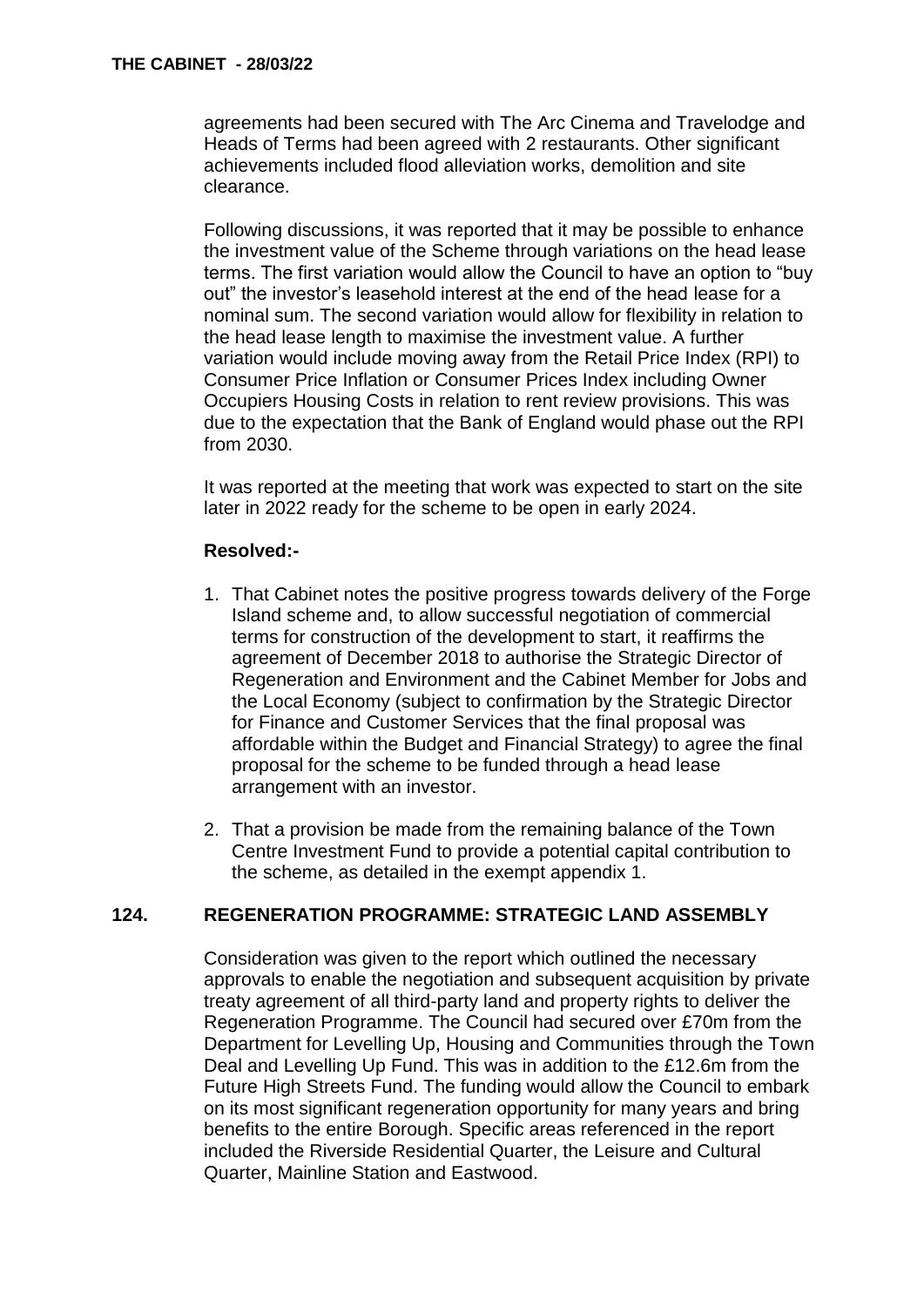agreements had been secured with The Arc Cinema and Travelodge and Heads of Terms had been agreed with 2 restaurants. Other significant achievements included flood alleviation works, demolition and site clearance.

Following discussions, it was reported that it may be possible to enhance the investment value of the Scheme through variations on the head lease terms. The first variation would allow the Council to have an option to "buy out" the investor's leasehold interest at the end of the head lease for a nominal sum. The second variation would allow for flexibility in relation to the head lease length to maximise the investment value. A further variation would include moving away from the Retail Price Index (RPI) to Consumer Price Inflation or Consumer Prices Index including Owner Occupiers Housing Costs in relation to rent review provisions. This was due to the expectation that the Bank of England would phase out the RPI from 2030.

It was reported at the meeting that work was expected to start on the site later in 2022 ready for the scheme to be open in early 2024.

**Resolved:-**

1. That Cabinet notes the positive progress towards delivery of the Forge Island scheme and, to allow successful negotiation of commercial terms for construction of the development to start, it reaffirms the agreement of December 2018 to authorise the Strategic Director of Regeneration and Environment and the Cabinet Member for Jobs and the Local Economy (subject to confirmation by the Strategic Director for Finance and Customer Services that the final proposal was affordable within the Budget and Financial Strategy) to agree the final proposal for the scheme to be funded through a head lease arrangement with an investor.

2. That a provision be made from the remaining balance of the Town Centre Investment Fund to provide a potential capital contribution to the scheme, as detailed in the exempt appendix 1.

## 124. REGENERATION PROGRAMME: STRATEGIC LAND ASSEMBLY

Consideration was given to the report which outlined the necessary approvals to enable the negotiation and subsequent acquisition by private treaty agreement of all third-party land and property rights to deliver the Regeneration Programme. The Council had secured over £70m from the Department for Levelling Up, Housing and Communities through the Town Deal and Levelling Up Fund. This was in addition to the £12.6m from the Future High Streets Fund. The funding would allow the Council to embark on its most significant regeneration opportunity for many years and bring benefits to the entire Borough. Specific areas referenced in the report included the Riverside Residential Quarter, the Leisure and Cultural Quarter, Mainline Station and Eastwood.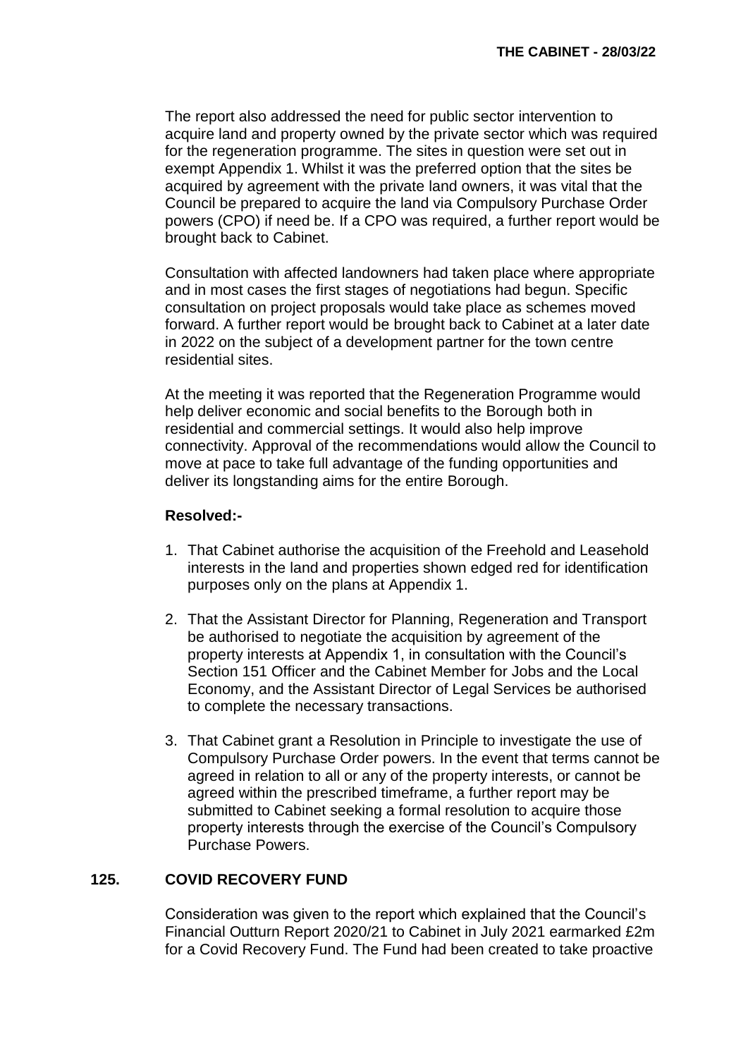The report also addressed the need for public sector intervention to acquire land and property owned by the private sector which was required for the regeneration programme. The sites in question were set out in exempt Appendix 1. Whilst it was the preferred option that the sites be acquired by agreement with the private land owners, it was vital that the Council be prepared to acquire the land via Compulsory Purchase Order powers (CPO) if need be. If a CPO was required, a further report would be brought back to Cabinet.

Consultation with affected landowners had taken place where appropriate and in most cases the first stages of negotiations had begun. Specific consultation on project proposals would take place as schemes moved forward. A further report would be brought back to Cabinet at a later date in 2022 on the subject of a development partner for the town centre residential sites.

At the meeting it was reported that the Regeneration Programme would help deliver economic and social benefits to the Borough both in residential and commercial settings. It would also help improve connectivity. Approval of the recommendations would allow the Council to move at pace to take full advantage of the funding opportunities and deliver its longstanding aims for the entire Borough.

**Resolved:-**

1. That Cabinet authorise the acquisition of the Freehold and Leasehold interests in the land and properties shown edged red for identification purposes only on the plans at Appendix 1.

2. That the Assistant Director for Planning, Regeneration and Transport be authorised to negotiate the acquisition by agreement of the property interests at Appendix 1, in consultation with the Council's Section 151 Officer and the Cabinet Member for Jobs and the Local Economy, and the Assistant Director of Legal Services be authorised to complete the necessary transactions.

3. That Cabinet grant a Resolution in Principle to investigate the use of Compulsory Purchase Order powers. In the event that terms cannot be agreed in relation to all or any of the property interests, or cannot be agreed within the prescribed timeframe, a further report may be submitted to Cabinet seeking a formal resolution to acquire those property interests through the exercise of the Council's Compulsory Purchase Powers.

## 125. COVID RECOVERY FUND

Consideration was given to the report which explained that the Council's Financial Outturn Report 2020/21 to Cabinet in July 2021 earmarked £2m for a Covid Recovery Fund. The Fund had been created to take proactive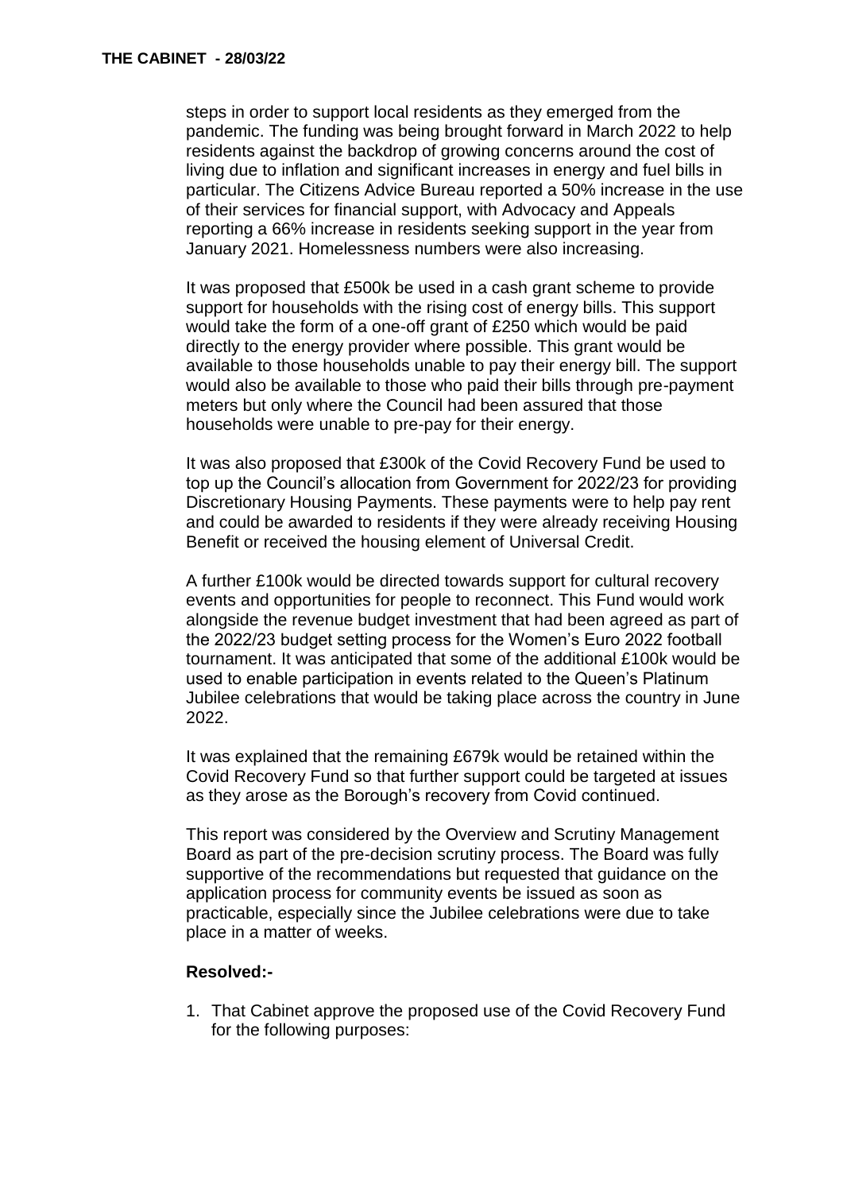steps in order to support local residents as they emerged from the pandemic. The funding was being brought forward in March 2022 to help residents against the backdrop of growing concerns around the cost of living due to inflation and significant increases in energy and fuel bills in particular. The Citizens Advice Bureau reported a 50% increase in the use of their services for financial support, with Advocacy and Appeals reporting a 66% increase in residents seeking support in the year from January 2021. Homelessness numbers were also increasing.

It was proposed that £500k be used in a cash grant scheme to provide support for households with the rising cost of energy bills. This support would take the form of a one-off grant of £250 which would be paid directly to the energy provider where possible. This grant would be available to those households unable to pay their energy bill. The support would also be available to those who paid their bills through pre-payment meters but only where the Council had been assured that those households were unable to pre-pay for their energy.

It was also proposed that £300k of the Covid Recovery Fund be used to top up the Council's allocation from Government for 2022/23 for providing Discretionary Housing Payments. These payments were to help pay rent and could be awarded to residents if they were already receiving Housing Benefit or received the housing element of Universal Credit.

A further £100k would be directed towards support for cultural recovery events and opportunities for people to reconnect. This Fund would work alongside the revenue budget investment that had been agreed as part of the 2022/23 budget setting process for the Women's Euro 2022 football tournament. It was anticipated that some of the additional £100k would be used to enable participation in events related to the Queen's Platinum Jubilee celebrations that would be taking place across the country in June 2022.

It was explained that the remaining £679k would be retained within the Covid Recovery Fund so that further support could be targeted at issues as they arose as the Borough's recovery from Covid continued.

This report was considered by the Overview and Scrutiny Management Board as part of the pre-decision scrutiny process. The Board was fully supportive of the recommendations but requested that guidance on the application process for community events be issued as soon as practicable, especially since the Jubilee celebrations were due to take place in a matter of weeks.

**Resolved:-**

1. That Cabinet approve the proposed use of the Covid Recovery Fund for the following purposes: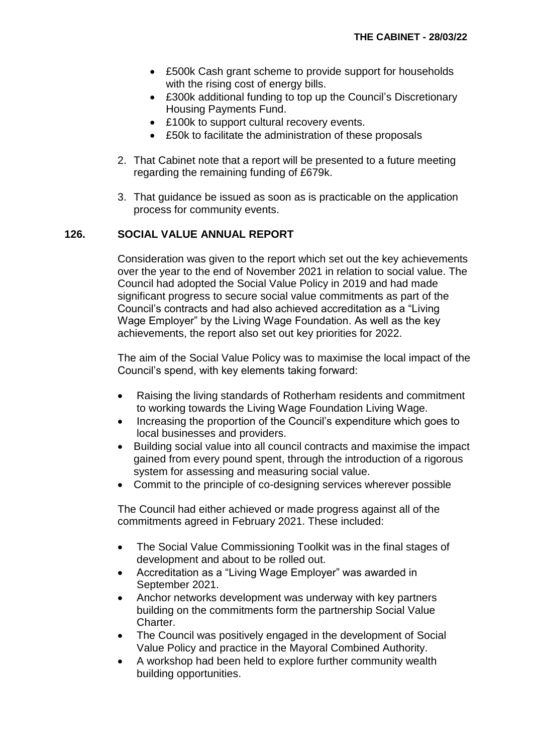- £500k Cash grant scheme to provide support for households with the rising cost of energy bills.
- £300k additional funding to top up the Council's Discretionary Housing Payments Fund.
- £100k to support cultural recovery events.
- £50k to facilitate the administration of these proposals

2. That Cabinet note that a report will be presented to a future meeting regarding the remaining funding of £679k.

3. That guidance be issued as soon as is practicable on the application process for community events.

## 126. SOCIAL VALUE ANNUAL REPORT

Consideration was given to the report which set out the key achievements over the year to the end of November 2021 in relation to social value. The Council had adopted the Social Value Policy in 2019 and had made significant progress to secure social value commitments as part of the Council's contracts and had also achieved accreditation as a "Living Wage Employer" by the Living Wage Foundation. As well as the key achievements, the report also set out key priorities for 2022.

The aim of the Social Value Policy was to maximise the local impact of the Council's spend, with key elements taking forward:

- Raising the living standards of Rotherham residents and commitment to working towards the Living Wage Foundation Living Wage.
- Increasing the proportion of the Council's expenditure which goes to local businesses and providers.
- Building social value into all council contracts and maximise the impact gained from every pound spent, through the introduction of a rigorous system for assessing and measuring social value.
- Commit to the principle of co-designing services wherever possible

The Council had either achieved or made progress against all of the commitments agreed in February 2021. These included:

- The Social Value Commissioning Toolkit was in the final stages of development and about to be rolled out.
- Accreditation as a "Living Wage Employer" was awarded in September 2021.
- Anchor networks development was underway with key partners building on the commitments form the partnership Social Value Charter.
- The Council was positively engaged in the development of Social Value Policy and practice in the Mayoral Combined Authority.
- A workshop had been held to explore further community wealth building opportunities.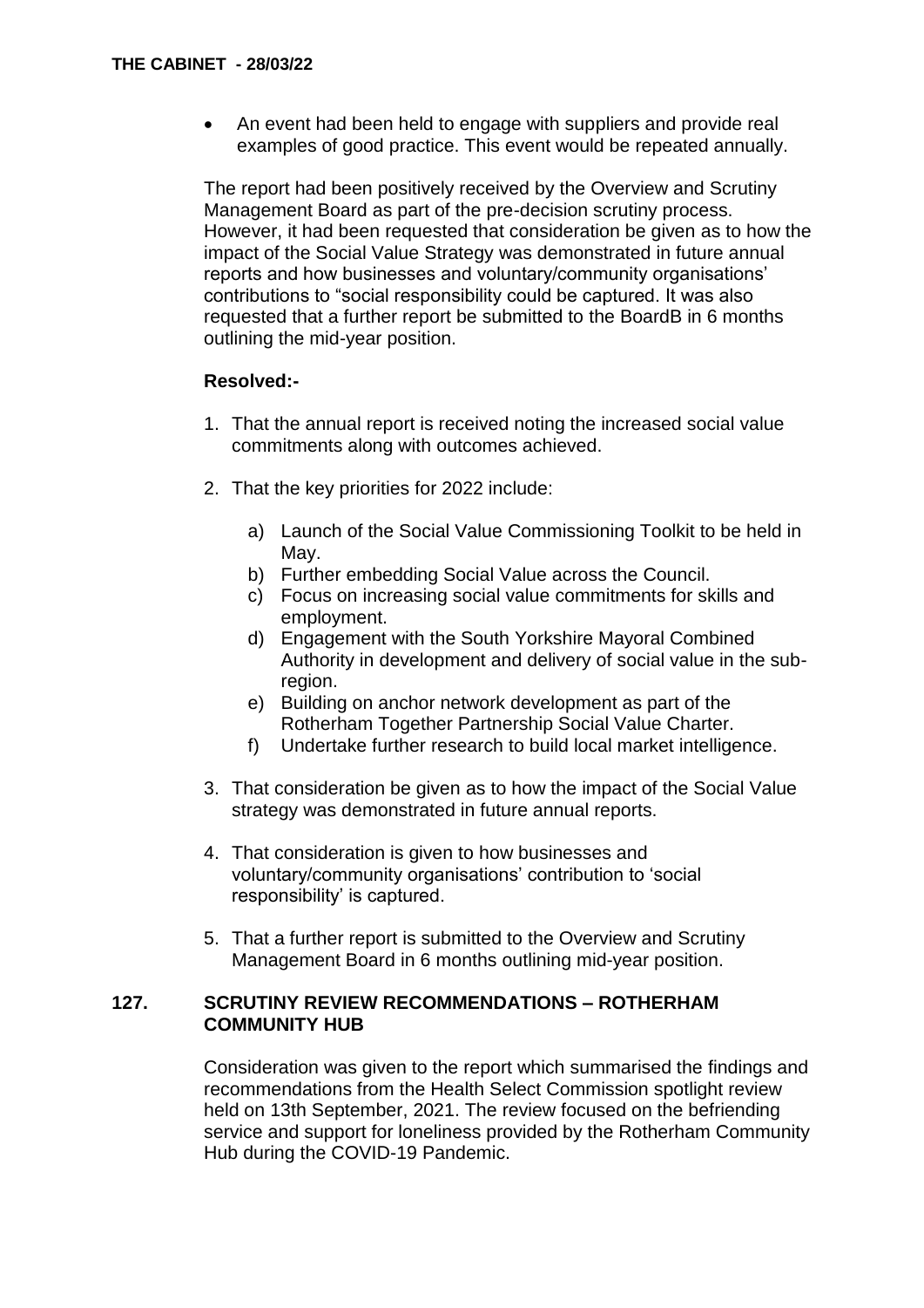- An event had been held to engage with suppliers and provide real examples of good practice. This event would be repeated annually.

The report had been positively received by the Overview and Scrutiny Management Board as part of the pre-decision scrutiny process. However, it had been requested that consideration be given as to how the impact of the Social Value Strategy was demonstrated in future annual reports and how businesses and voluntary/community organisations' contributions to "social responsibility could be captured. It was also requested that a further report be submitted to the BoardB in 6 months outlining the mid-year position.

**Resolved:-**

1. That the annual report is received noting the increased social value commitments along with outcomes achieved.

2. That the key priorities for 2022 include:

   a) Launch of the Social Value Commissioning Toolkit to be held in May.
   b) Further embedding Social Value across the Council.
   c) Focus on increasing social value commitments for skills and employment.
   d) Engagement with the South Yorkshire Mayoral Combined Authority in development and delivery of social value in the sub-region.
   e) Building on anchor network development as part of the Rotherham Together Partnership Social Value Charter.
   f) Undertake further research to build local market intelligence.

3. That consideration be given as to how the impact of the Social Value strategy was demonstrated in future annual reports.

4. That consideration is given to how businesses and voluntary/community organisations' contribution to 'social responsibility' is captured.

5. That a further report is submitted to the Overview and Scrutiny Management Board in 6 months outlining mid-year position.

## 127. SCRUTINY REVIEW RECOMMENDATIONS – ROTHERHAM COMMUNITY HUB

Consideration was given to the report which summarised the findings and recommendations from the Health Select Commission spotlight review held on 13th September, 2021. The review focused on the befriending service and support for loneliness provided by the Rotherham Community Hub during the COVID-19 Pandemic.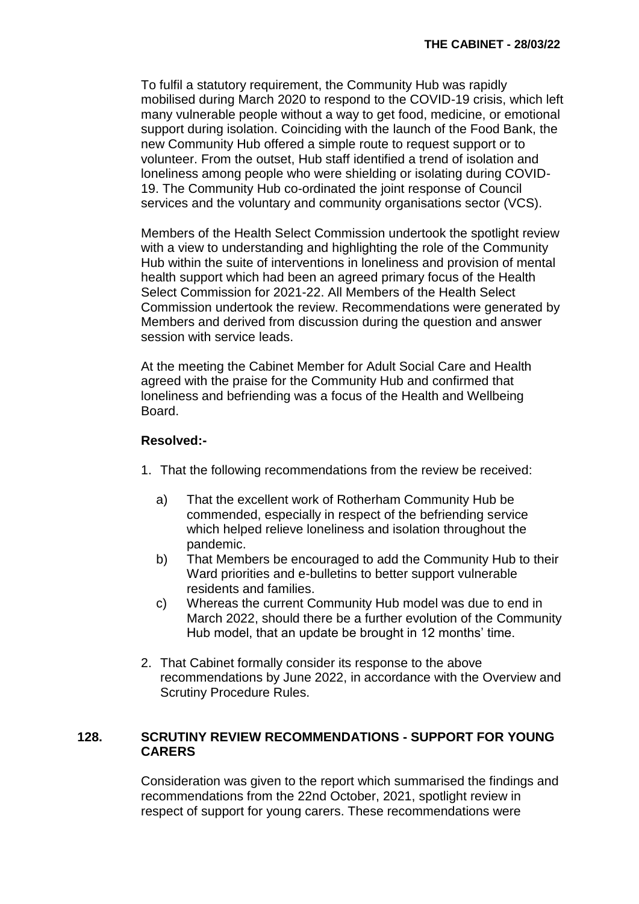To fulfil a statutory requirement, the Community Hub was rapidly mobilised during March 2020 to respond to the COVID-19 crisis, which left many vulnerable people without a way to get food, medicine, or emotional support during isolation. Coinciding with the launch of the Food Bank, the new Community Hub offered a simple route to request support or to volunteer. From the outset, Hub staff identified a trend of isolation and loneliness among people who were shielding or isolating during COVID-19. The Community Hub co-ordinated the joint response of Council services and the voluntary and community organisations sector (VCS).

Members of the Health Select Commission undertook the spotlight review with a view to understanding and highlighting the role of the Community Hub within the suite of interventions in loneliness and provision of mental health support which had been an agreed primary focus of the Health Select Commission for 2021-22. All Members of the Health Select Commission undertook the review. Recommendations were generated by Members and derived from discussion during the question and answer session with service leads.

At the meeting the Cabinet Member for Adult Social Care and Health agreed with the praise for the Community Hub and confirmed that loneliness and befriending was a focus of the Health and Wellbeing Board.

**Resolved:-**

1. That the following recommendations from the review be received:

   a) That the excellent work of Rotherham Community Hub be commended, especially in respect of the befriending service which helped relieve loneliness and isolation throughout the pandemic.

   b) That Members be encouraged to add the Community Hub to their Ward priorities and e-bulletins to better support vulnerable residents and families.

   c) Whereas the current Community Hub model was due to end in March 2022, should there be a further evolution of the Community Hub model, that an update be brought in 12 months' time.

2. That Cabinet formally consider its response to the above recommendations by June 2022, in accordance with the Overview and Scrutiny Procedure Rules.

## 128. SCRUTINY REVIEW RECOMMENDATIONS - SUPPORT FOR YOUNG CARERS

Consideration was given to the report which summarised the findings and recommendations from the 22nd October, 2021, spotlight review in respect of support for young carers. These recommendations were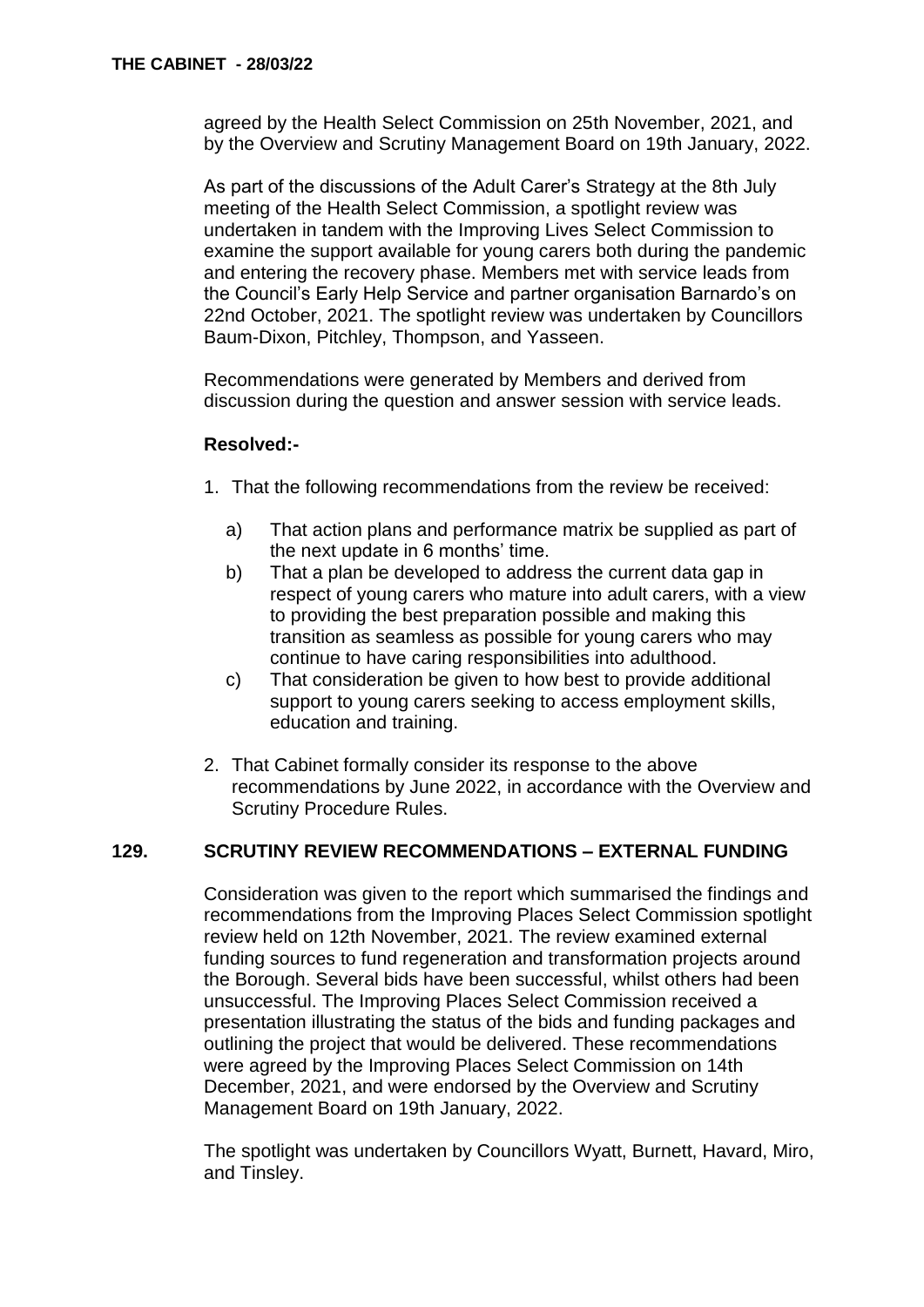agreed by the Health Select Commission on 25th November, 2021, and by the Overview and Scrutiny Management Board on 19th January, 2022.

As part of the discussions of the Adult Carer's Strategy at the 8th July meeting of the Health Select Commission, a spotlight review was undertaken in tandem with the Improving Lives Select Commission to examine the support available for young carers both during the pandemic and entering the recovery phase. Members met with service leads from the Council's Early Help Service and partner organisation Barnardo's on 22nd October, 2021. The spotlight review was undertaken by Councillors Baum-Dixon, Pitchley, Thompson, and Yasseen.

Recommendations were generated by Members and derived from discussion during the question and answer session with service leads.

**Resolved:-**

1. That the following recommendations from the review be received:

   a) That action plans and performance matrix be supplied as part of the next update in 6 months' time.

   b) That a plan be developed to address the current data gap in respect of young carers who mature into adult carers, with a view to providing the best preparation possible and making this transition as seamless as possible for young carers who may continue to have caring responsibilities into adulthood.

   c) That consideration be given to how best to provide additional support to young carers seeking to access employment skills, education and training.

2. That Cabinet formally consider its response to the above recommendations by June 2022, in accordance with the Overview and Scrutiny Procedure Rules.

## 129. SCRUTINY REVIEW RECOMMENDATIONS – EXTERNAL FUNDING

Consideration was given to the report which summarised the findings and recommendations from the Improving Places Select Commission spotlight review held on 12th November, 2021. The review examined external funding sources to fund regeneration and transformation projects around the Borough. Several bids have been successful, whilst others had been unsuccessful. The Improving Places Select Commission received a presentation illustrating the status of the bids and funding packages and outlining the project that would be delivered. These recommendations were agreed by the Improving Places Select Commission on 14th December, 2021, and were endorsed by the Overview and Scrutiny Management Board on 19th January, 2022.

The spotlight was undertaken by Councillors Wyatt, Burnett, Havard, Miro, and Tinsley.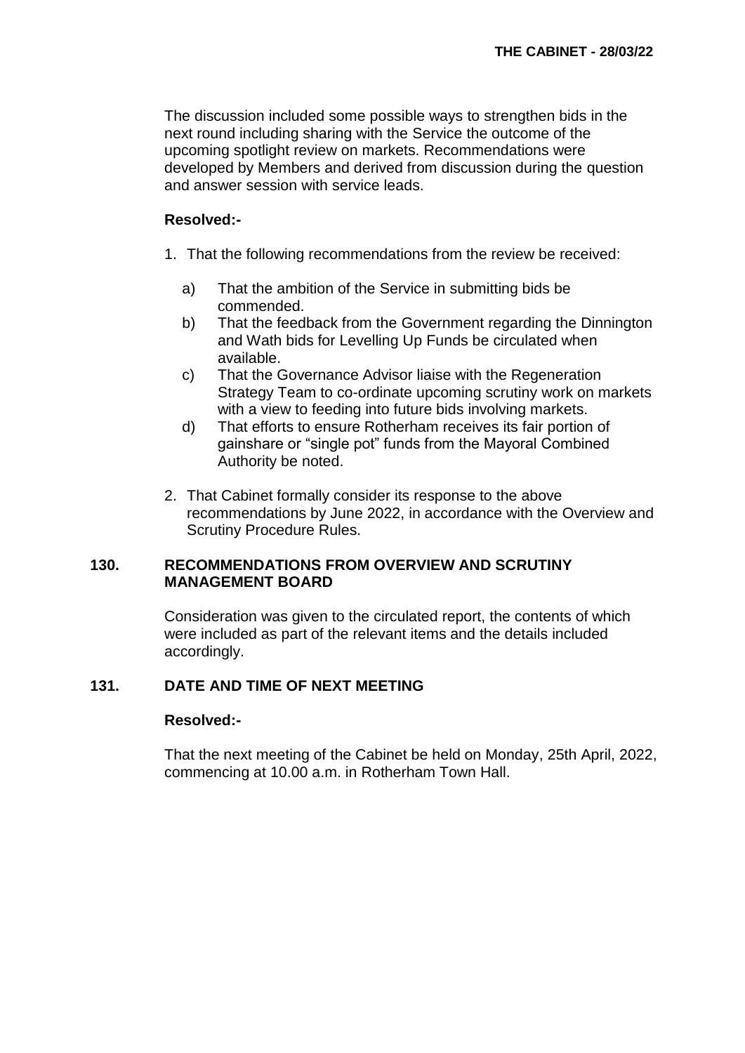The discussion included some possible ways to strengthen bids in the next round including sharing with the Service the outcome of the upcoming spotlight review on markets. Recommendations were developed by Members and derived from discussion during the question and answer session with service leads.

**Resolved:-**

1. That the following recommendations from the review be received:

   a) That the ambition of the Service in submitting bids be commended.
   
   b) That the feedback from the Government regarding the Dinnington and Wath bids for Levelling Up Funds be circulated when available.
   
   c) That the Governance Advisor liaise with the Regeneration Strategy Team to co-ordinate upcoming scrutiny work on markets with a view to feeding into future bids involving markets.
   
   d) That efforts to ensure Rotherham receives its fair portion of gainshare or "single pot" funds from the Mayoral Combined Authority be noted.

2. That Cabinet formally consider its response to the above recommendations by June 2022, in accordance with the Overview and Scrutiny Procedure Rules.

## 130. RECOMMENDATIONS FROM OVERVIEW AND SCRUTINY MANAGEMENT BOARD

Consideration was given to the circulated report, the contents of which were included as part of the relevant items and the details included accordingly.

## 131. DATE AND TIME OF NEXT MEETING

**Resolved:-**

That the next meeting of the Cabinet be held on Monday, 25th April, 2022, commencing at 10.00 a.m. in Rotherham Town Hall.